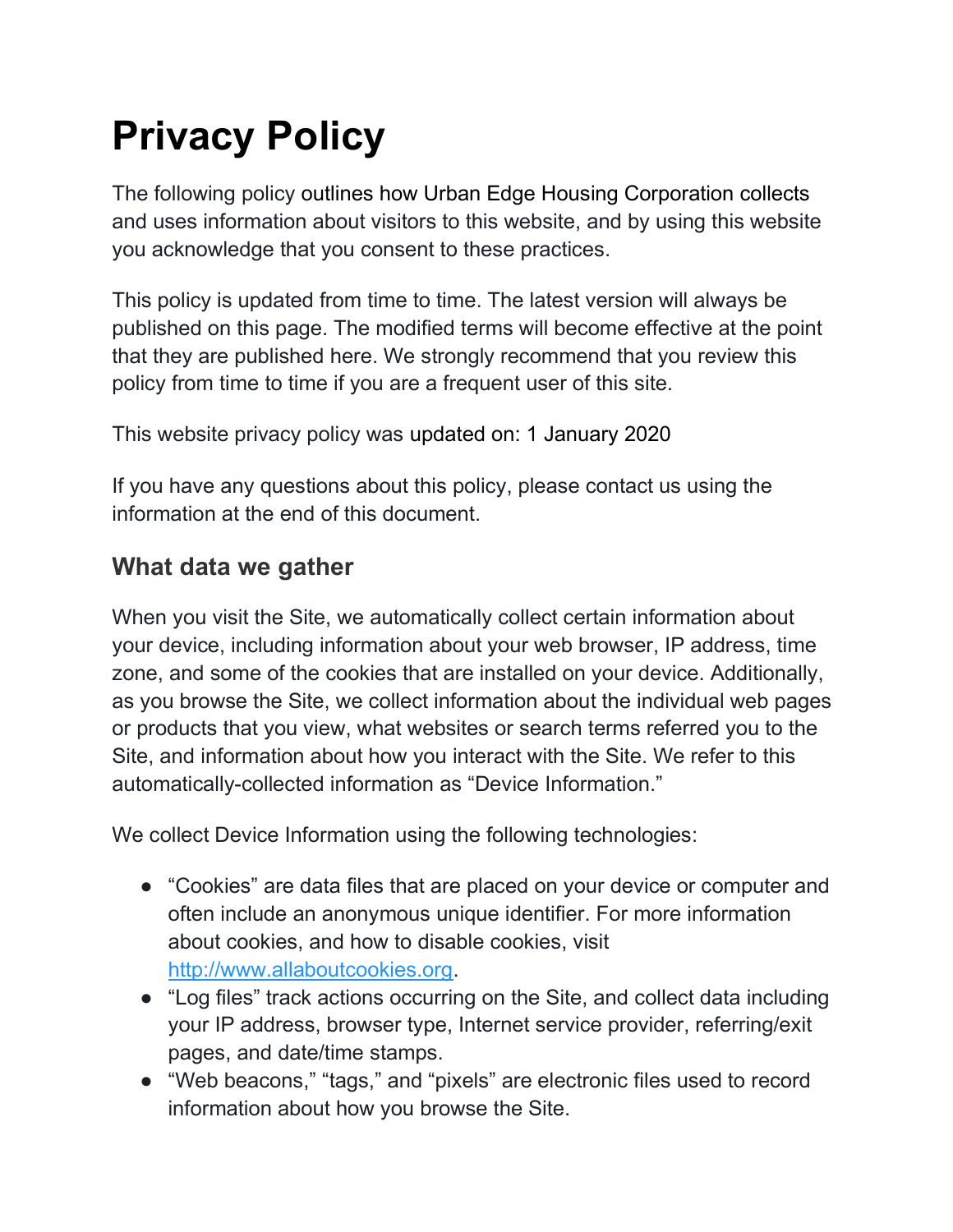# Privacy Policy

The following policy outlines how Urban Edge Housing Corporation collects and uses information about visitors to this website, and by using this website you acknowledge that you consent to these practices.

This policy is updated from time to time. The latest version will always be published on this page. The modified terms will become effective at the point that they are published here. We strongly recommend that you review this policy from time to time if you are a frequent user of this site.

This website privacy policy was updated on: 1 January 2020

If you have any questions about this policy, please contact us using the information at the end of this document.

## What data we gather

When you visit the Site, we automatically collect certain information about your device, including information about your web browser, IP address, time zone, and some of the cookies that are installed on your device. Additionally, as you browse the Site, we collect information about the individual web pages or products that you view, what websites or search terms referred you to the Site, and information about how you interact with the Site. We refer to this automatically-collected information as "Device Information."

We collect Device Information using the following technologies:

- "Cookies" are data files that are placed on your device or computer and often include an anonymous unique identifier. For more information about cookies, and how to disable cookies, visit [http://www.allaboutcookies.org](http://www.allaboutcookies.org).
- "Log files" track actions occurring on the Site, and collect data including your IP address, browser type, Internet service provider, referring/exit pages, and date/time stamps.
- "Web beacons," "tags," and "pixels" are electronic files used to record information about how you browse the Site.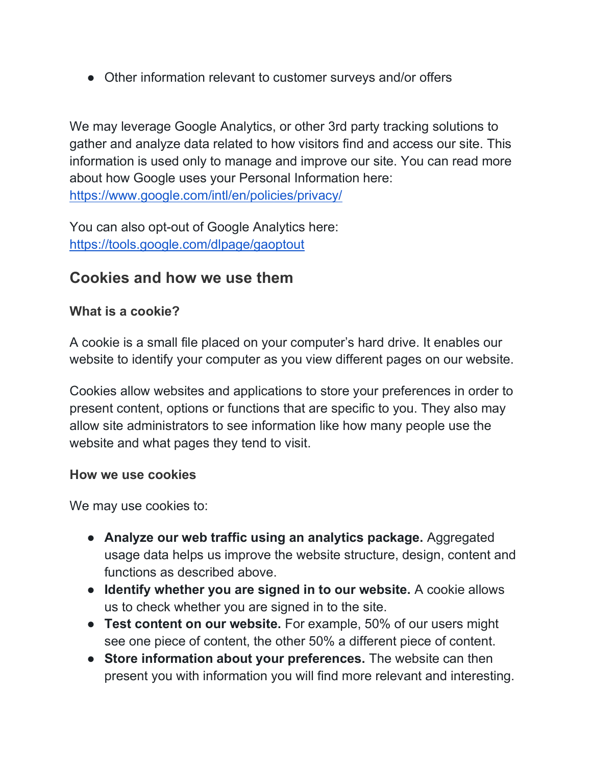- Other information relevant to customer surveys and/or offers

We may leverage Google Analytics, or other 3rd party tracking solutions to gather and analyze data related to how visitors find and access our site. This information is used only to manage and improve our site. You can read more about how Google uses your Personal Information here: [https://www.google.com/intl/en/policies/privacy/](https://www.google.com/intl/en/policies/privacy/)

You can also opt-out of Google Analytics here: [https://tools.google.com/dlpage/gaoptout](https://tools.google.com/dlpage/gaoptout)

## Cookies and how we use them

### What is a cookie?

A cookie is a small file placed on your computer's hard drive. It enables our website to identify your computer as you view different pages on our website.

Cookies allow websites and applications to store your preferences in order to present content, options or functions that are specific to you. They also may allow site administrators to see information like how many people use the website and what pages they tend to visit.

### How we use cookies

We may use cookies to:

- **Analyze our web traffic using an analytics package.** Aggregated usage data helps us improve the website structure, design, content and functions as described above.
- **Identify whether you are signed in to our website.** A cookie allows us to check whether you are signed in to the site.
- **Test content on our website.** For example, 50% of our users might see one piece of content, the other 50% a different piece of content.
- **Store information about your preferences.** The website can then present you with information you will find more relevant and interesting.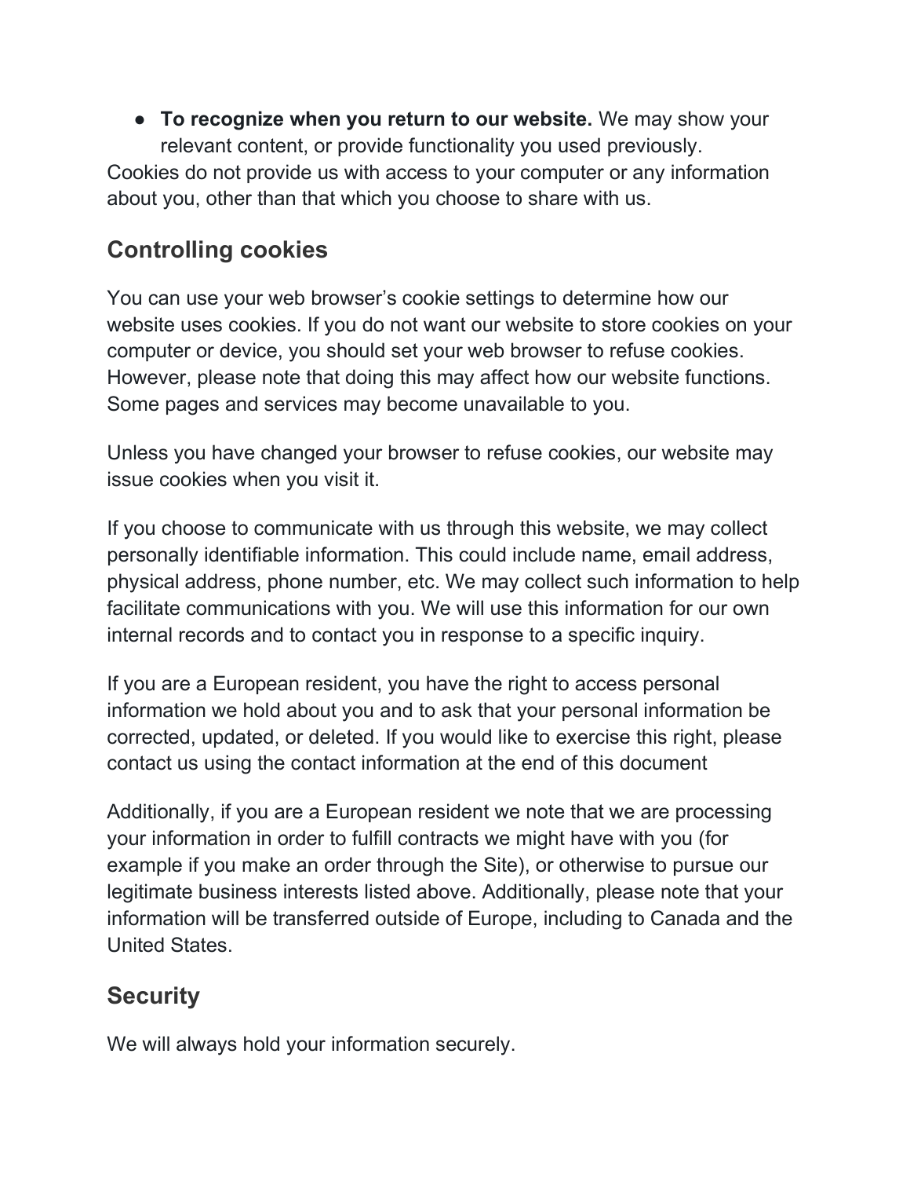- **To recognize when you return to our website.** We may show your relevant content, or provide functionality you used previously.

Cookies do not provide us with access to your computer or any information about you, other than that which you choose to share with us.

## Controlling cookies

You can use your web browser's cookie settings to determine how our website uses cookies. If you do not want our website to store cookies on your computer or device, you should set your web browser to refuse cookies. However, please note that doing this may affect how our website functions. Some pages and services may become unavailable to you.

Unless you have changed your browser to refuse cookies, our website may issue cookies when you visit it.

If you choose to communicate with us through this website, we may collect personally identifiable information. This could include name, email address, physical address, phone number, etc. We may collect such information to help facilitate communications with you. We will use this information for our own internal records and to contact you in response to a specific inquiry.

If you are a European resident, you have the right to access personal information we hold about you and to ask that your personal information be corrected, updated, or deleted. If you would like to exercise this right, please contact us using the contact information at the end of this document

Additionally, if you are a European resident we note that we are processing your information in order to fulfill contracts we might have with you (for example if you make an order through the Site), or otherwise to pursue our legitimate business interests listed above. Additionally, please note that your information will be transferred outside of Europe, including to Canada and the United States.

## Security

We will always hold your information securely.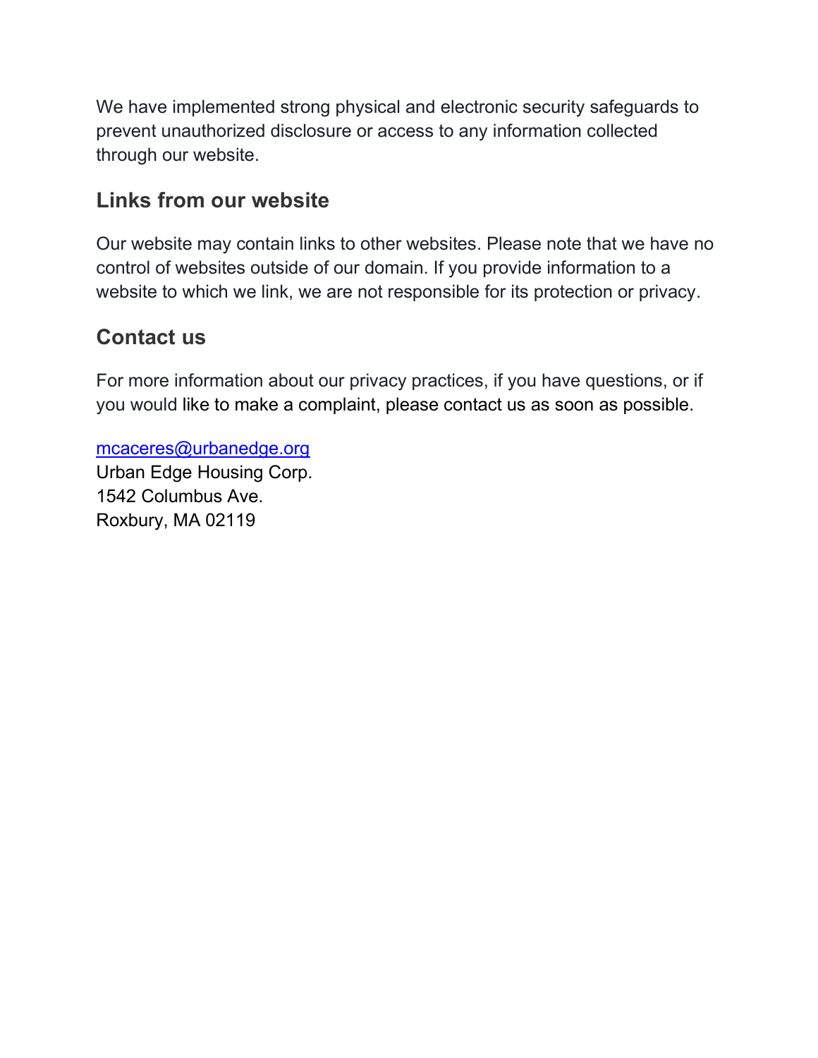We have implemented strong physical and electronic security safeguards to prevent unauthorized disclosure or access to any information collected through our website.

## Links from our website

Our website may contain links to other websites. Please note that we have no control of websites outside of our domain. If you provide information to a website to which we link, we are not responsible for its protection or privacy.

## Contact us

For more information about our privacy practices, if you have questions, or if you would like to make a complaint, please contact us as soon as possible.

mcaceres@urbanedge.org
Urban Edge Housing Corp.
1542 Columbus Ave.
Roxbury, MA 02119